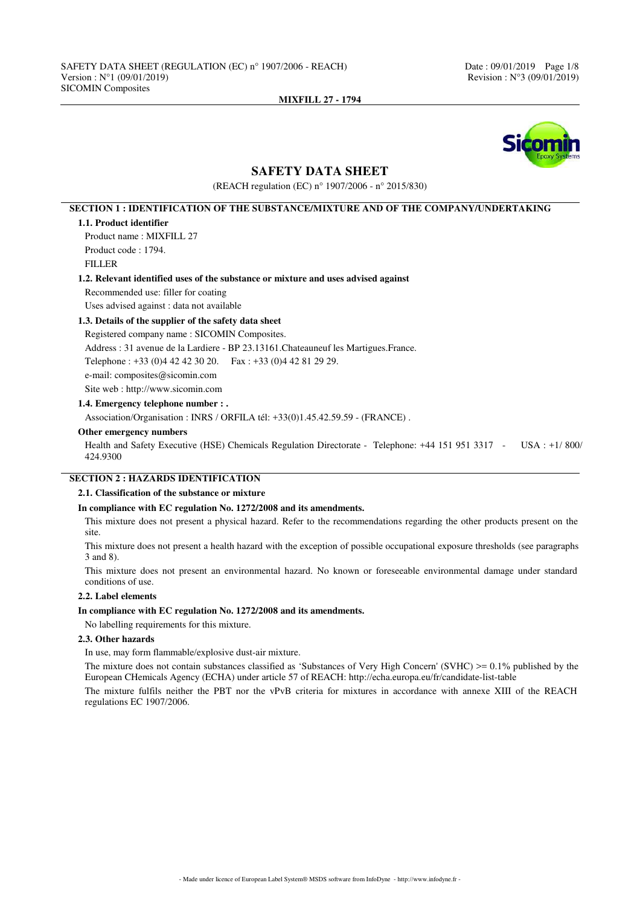# SAFETY DATA SHEET

(REACH regulation (EC) n° 1907/2006 - n° 2015/830)

## SECTION 1 : IDENTIFICATION OF THE SUBSTANCE/MIXTURE AND OF THE COMPANY/UNDERTAKING

### 1.1. Product identifier

Product name : MIXFILL 27

Product code : 1794.

FILLER

### 1.2. Relevant identified uses of the substance or mixture and uses advised against

Recommended use: filler for coating

Uses advised against : data not available

### 1.3. Details of the supplier of the safety data sheet

Registered company name : SICOMIN Composites.

Address : 31 avenue de la Lardiere - BP 23.13161.Chateauneuf les Martigues.France.

Telephone : +33 (0)4 42 42 30 20.    Fax : +33 (0)4 42 81 29 29.

e-mail: composites@sicomin.com

Site web : http://www.sicomin.com

### 1.4. Emergency telephone number : .

Association/Organisation : INRS / ORFILA tél: +33(0)1.45.42.59.59 - (FRANCE) .

**Other emergency numbers**

Health and Safety Executive (HSE) Chemicals Regulation Directorate - Telephone: +44 151 951 3317 - USA : +1/ 800/ 424.9300

## SECTION 2 : HAZARDS IDENTIFICATION

### 2.1. Classification of the substance or mixture

**In compliance with EC regulation No. 1272/2008 and its amendments.**

This mixture does not present a physical hazard. Refer to the recommendations regarding the other products present on the site.

This mixture does not present a health hazard with the exception of possible occupational exposure thresholds (see paragraphs 3 and 8).

This mixture does not present an environmental hazard. No known or foreseeable environmental damage under standard conditions of use.

### 2.2. Label elements

**In compliance with EC regulation No. 1272/2008 and its amendments.**

No labelling requirements for this mixture.

### 2.3. Other hazards

In use, may form flammable/explosive dust-air mixture.

The mixture does not contain substances classified as 'Substances of Very High Concern' (SVHC) >= 0.1% published by the European CHemicals Agency (ECHA) under article 57 of REACH: http://echa.europa.eu/fr/candidate-list-table

The mixture fulfils neither the PBT nor the vPvB criteria for mixtures in accordance with annexe XIII of the REACH regulations EC 1907/2006.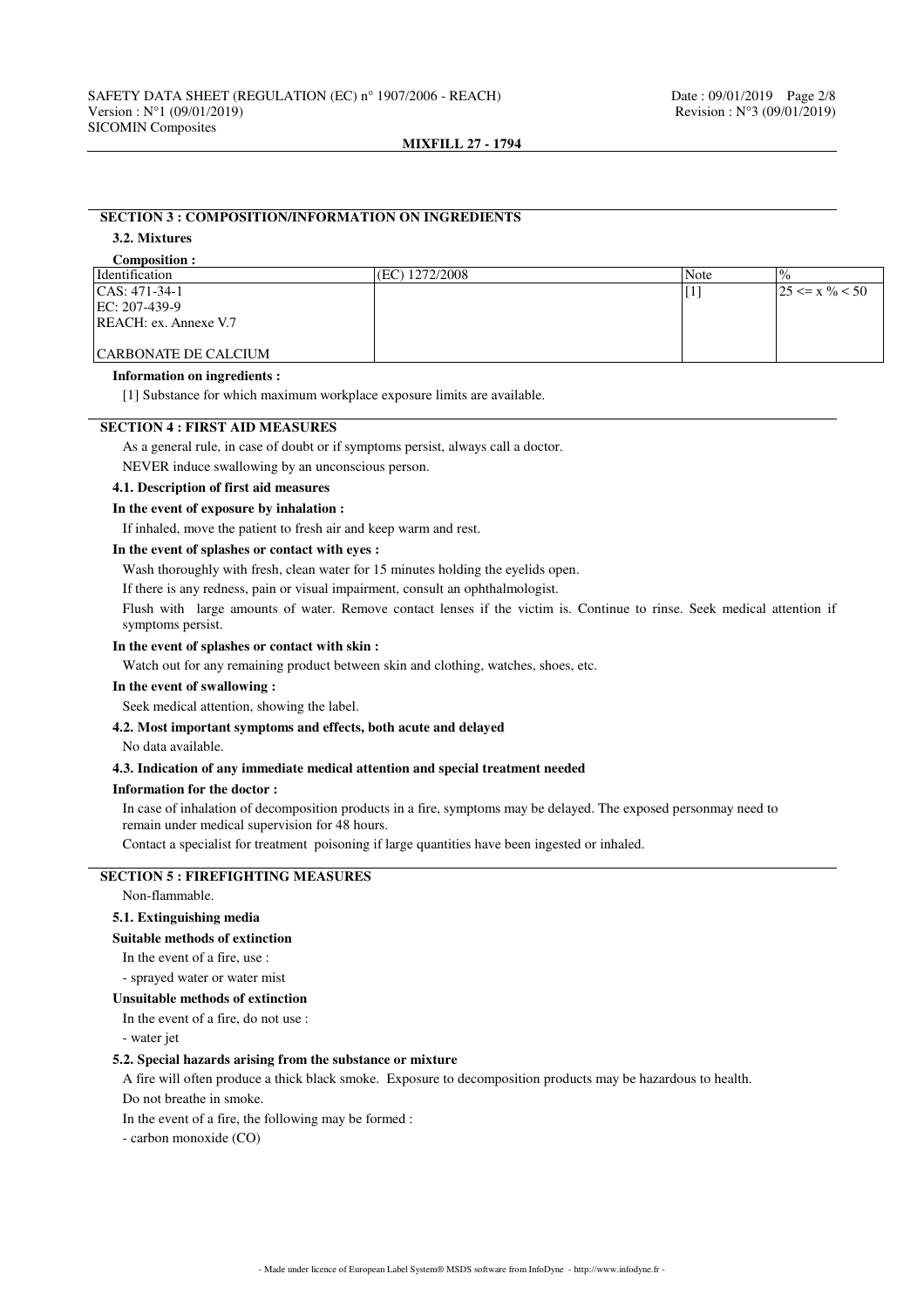## SECTION 3 : COMPOSITION/INFORMATION ON INGREDIENTS

### 3.2. Mixtures

**Composition :**

| Identification | (EC) 1272/2008 | Note | % |
|---|---|---|---|
| CAS: 471-34-1<br>EC: 207-439-9<br>REACH: ex. Annexe V.7<br><br>CARBONATE DE CALCIUM | | [1] | 25 <= x % < 50 |

**Information on ingredients :**

[1] Substance for which maximum workplace exposure limits are available.

## SECTION 4 : FIRST AID MEASURES

As a general rule, in case of doubt or if symptoms persist, always call a doctor.

NEVER induce swallowing by an unconscious person.

### 4.1. Description of first aid measures

**In the event of exposure by inhalation :**

If inhaled, move the patient to fresh air and keep warm and rest.

**In the event of splashes or contact with eyes :**

Wash thoroughly with fresh, clean water for 15 minutes holding the eyelids open.

If there is any redness, pain or visual impairment, consult an ophthalmologist.

Flush with large amounts of water. Remove contact lenses if the victim is. Continue to rinse. Seek medical attention if symptoms persist.

**In the event of splashes or contact with skin :**

Watch out for any remaining product between skin and clothing, watches, shoes, etc.

**In the event of swallowing :**

Seek medical attention, showing the label.

### 4.2. Most important symptoms and effects, both acute and delayed

No data available.

### 4.3. Indication of any immediate medical attention and special treatment needed

**Information for the doctor :**

In case of inhalation of decomposition products in a fire, symptoms may be delayed. The exposed personmay need to remain under medical supervision for 48 hours.

Contact a specialist for treatment poisoning if large quantities have been ingested or inhaled.

## SECTION 5 : FIREFIGHTING MEASURES

Non-flammable.

### 5.1. Extinguishing media

**Suitable methods of extinction**

In the event of a fire, use :

- sprayed water or water mist

**Unsuitable methods of extinction**

In the event of a fire, do not use :

- water jet

### 5.2. Special hazards arising from the substance or mixture

A fire will often produce a thick black smoke. Exposure to decomposition products may be hazardous to health.

Do not breathe in smoke.

In the event of a fire, the following may be formed :

- carbon monoxide (CO)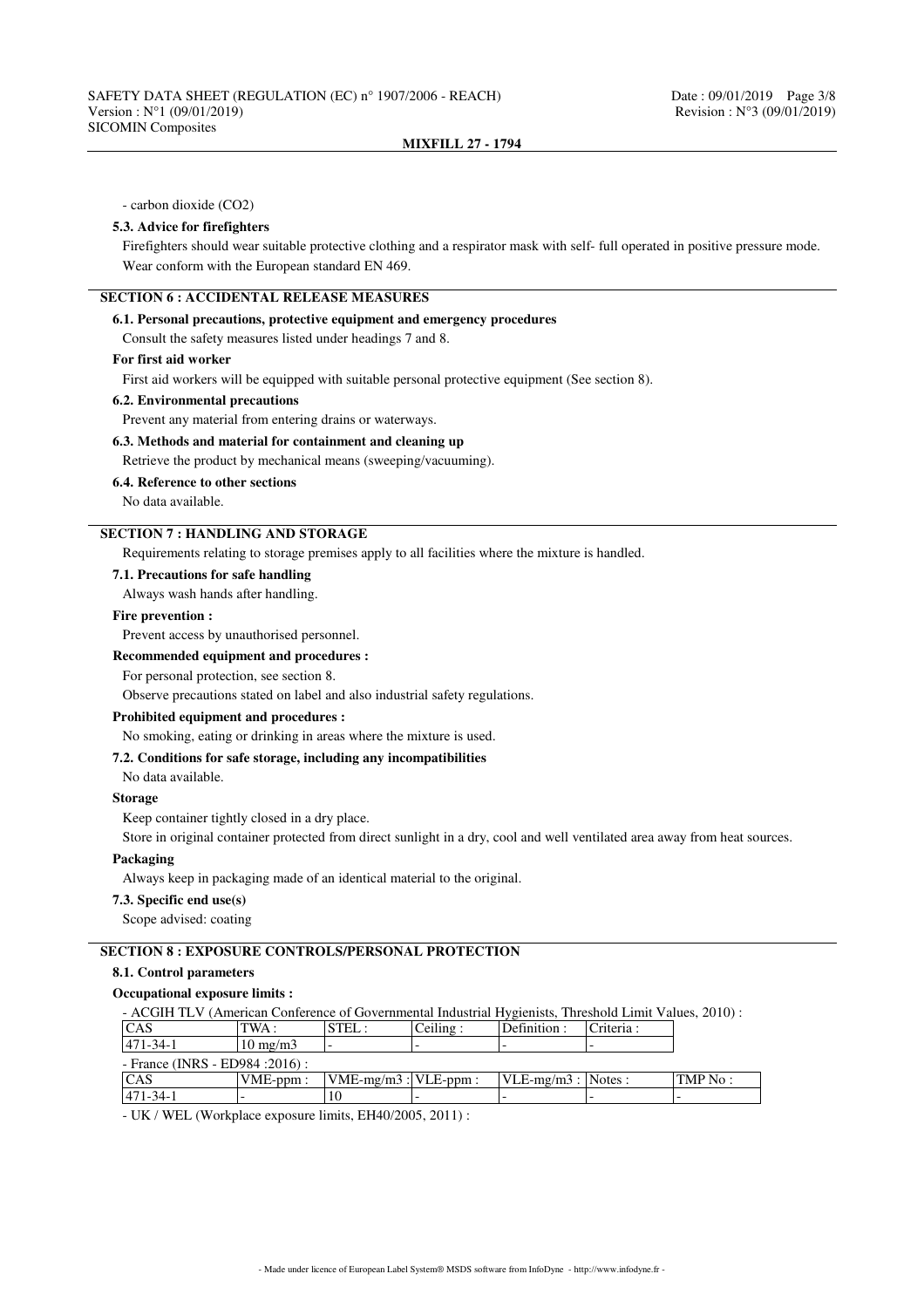- carbon dioxide ($CO_2$)

### 5.3. Advice for firefighters

Firefighters should wear suitable protective clothing and a respirator mask with self- full operated in positive pressure mode.

Wear conform with the European standard EN 469.

## SECTION 6 : ACCIDENTAL RELEASE MEASURES

### 6.1. Personal precautions, protective equipment and emergency procedures

Consult the safety measures listed under headings 7 and 8.

**For first aid worker**

First aid workers will be equipped with suitable personal protective equipment (See section 8).

### 6.2. Environmental precautions

Prevent any material from entering drains or waterways.

### 6.3. Methods and material for containment and cleaning up

Retrieve the product by mechanical means (sweeping/vacuuming).

### 6.4. Reference to other sections

No data available.

## SECTION 7 : HANDLING AND STORAGE

Requirements relating to storage premises apply to all facilities where the mixture is handled.

### 7.1. Precautions for safe handling

Always wash hands after handling.

**Fire prevention :**

Prevent access by unauthorised personnel.

**Recommended equipment and procedures :**

For personal protection, see section 8.

Observe precautions stated on label and also industrial safety regulations.

**Prohibited equipment and procedures :**

No smoking, eating or drinking in areas where the mixture is used.

### 7.2. Conditions for safe storage, including any incompatibilities

No data available.

**Storage**

Keep container tightly closed in a dry place.

Store in original container protected from direct sunlight in a dry, cool and well ventilated area away from heat sources.

**Packaging**

Always keep in packaging made of an identical material to the original.

### 7.3. Specific end use(s)

Scope advised: coating

## SECTION 8 : EXPOSURE CONTROLS/PERSONAL PROTECTION

### 8.1. Control parameters

**Occupational exposure limits :**

- ACGIH TLV (American Conference of Governmental Industrial Hygienists, Threshold Limit Values, 2010) :

| CAS | TWA : | STEL : | Ceiling : | Definition : | Criteria : |
|---|---|---|---|---|---|
| 471-34-1 | 10 mg/m3 | - | - | - | - |

- France (INRS - ED984 :2016) :

| CAS | VME-ppm : | VME-mg/m3 : | VLE-ppm : | VLE-mg/m3 : | Notes : | TMP No : |
|---|---|---|---|---|---|---|
| 471-34-1 | - | 10 | - | - | - | - |

- UK / WEL (Workplace exposure limits, EH40/2005, 2011) :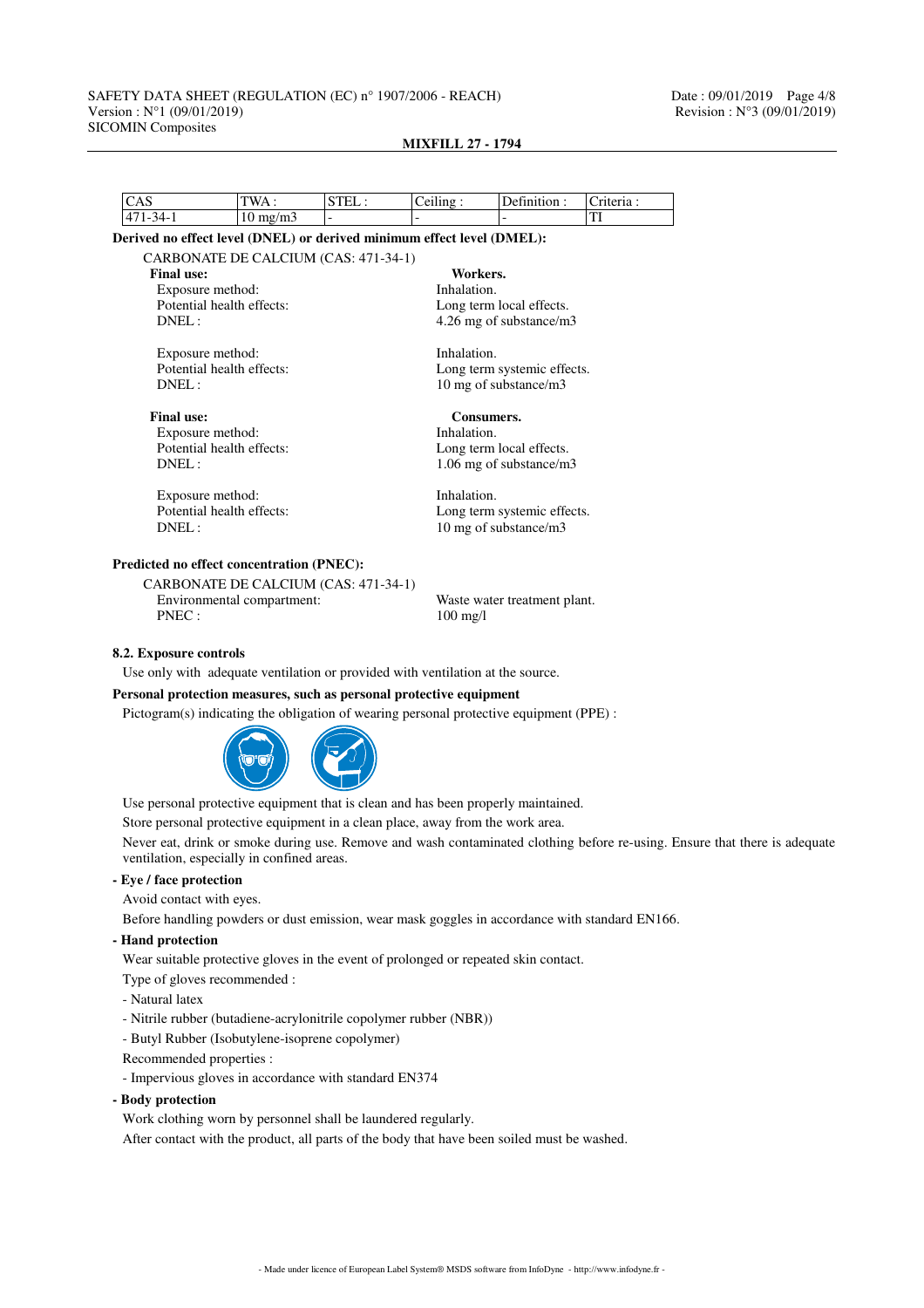| CAS | TWA : | STEL : | Ceiling : | Definition : | Criteria : |
|---|---|---|---|---|---|
| 471-34-1 | 10 mg/m3 | - | - | - | TI |

**Derived no effect level (DNEL) or derived minimum effect level (DMEL):**

CARBONATE DE CALCIUM (CAS: 471-34-1)

**Final use:** **Workers.**

Exposure method: Inhalation.
Potential health effects: Long term local effects.
DNEL : 4.26 mg of substance/m3

Exposure method: Inhalation.
Potential health effects: Long term systemic effects.
DNEL : 10 mg of substance/m3

**Final use:** **Consumers.**

Exposure method: Inhalation.
Potential health effects: Long term local effects.
DNEL : 1.06 mg of substance/m3

Exposure method: Inhalation.
Potential health effects: Long term systemic effects.
DNEL : 10 mg of substance/m3

**Predicted no effect concentration (PNEC):**

CARBONATE DE CALCIUM (CAS: 471-34-1)

Environmental compartment: Waste water treatment plant.
PNEC : 100 mg/l

### 8.2. Exposure controls

Use only with adequate ventilation or provided with ventilation at the source.

**Personal protection measures, such as personal protective equipment**

Pictogram(s) indicating the obligation of wearing personal protective equipment (PPE) :

Use personal protective equipment that is clean and has been properly maintained.

Store personal protective equipment in a clean place, away from the work area.

Never eat, drink or smoke during use. Remove and wash contaminated clothing before re-using. Ensure that there is adequate ventilation, especially in confined areas.

**- Eye / face protection**

Avoid contact with eyes.

Before handling powders or dust emission, wear mask goggles in accordance with standard EN166.

**- Hand protection**

Wear suitable protective gloves in the event of prolonged or repeated skin contact.

Type of gloves recommended :

- Natural latex
- Nitrile rubber (butadiene-acrylonitrile copolymer rubber (NBR))
- Butyl Rubber (Isobutylene-isoprene copolymer)

Recommended properties :

- Impervious gloves in accordance with standard EN374

**- Body protection**

Work clothing worn by personnel shall be laundered regularly.

After contact with the product, all parts of the body that have been soiled must be washed.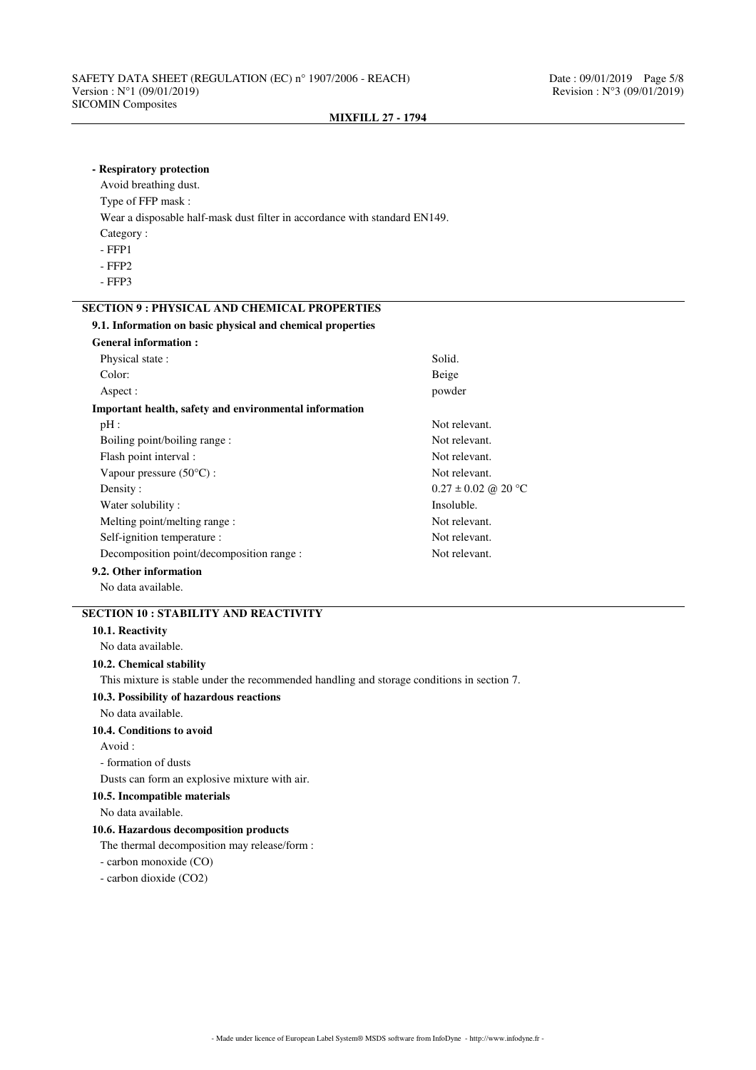**- Respiratory protection**

Avoid breathing dust.

Type of FFP mask :

Wear a disposable half-mask dust filter in accordance with standard EN149.

Category :

- FFP1
- FFP2
- FFP3

## SECTION 9 : PHYSICAL AND CHEMICAL PROPERTIES

### 9.1. Information on basic physical and chemical properties

**General information :**

| | |
|---|---|
| Physical state : | Solid. |
| Color: | Beige |
| Aspect : | powder |

**Important health, safety and environmental information**

| | |
|---|---|
| pH : | Not relevant. |
| Boiling point/boiling range : | Not relevant. |
| Flash point interval : | Not relevant. |
| Vapour pressure (50°C) : | Not relevant. |
| Density : | 0.27 ± 0.02 @ 20 °C |
| Water solubility : | Insoluble. |
| Melting point/melting range : | Not relevant. |
| Self-ignition temperature : | Not relevant. |
| Decomposition point/decomposition range : | Not relevant. |

### 9.2. Other information

No data available.

## SECTION 10 : STABILITY AND REACTIVITY

### 10.1. Reactivity

No data available.

### 10.2. Chemical stability

This mixture is stable under the recommended handling and storage conditions in section 7.

### 10.3. Possibility of hazardous reactions

No data available.

### 10.4. Conditions to avoid

Avoid :

- formation of dusts

Dusts can form an explosive mixture with air.

### 10.5. Incompatible materials

No data available.

### 10.6. Hazardous decomposition products

The thermal decomposition may release/form :

- carbon monoxide (CO)
- carbon dioxide ($CO_2$)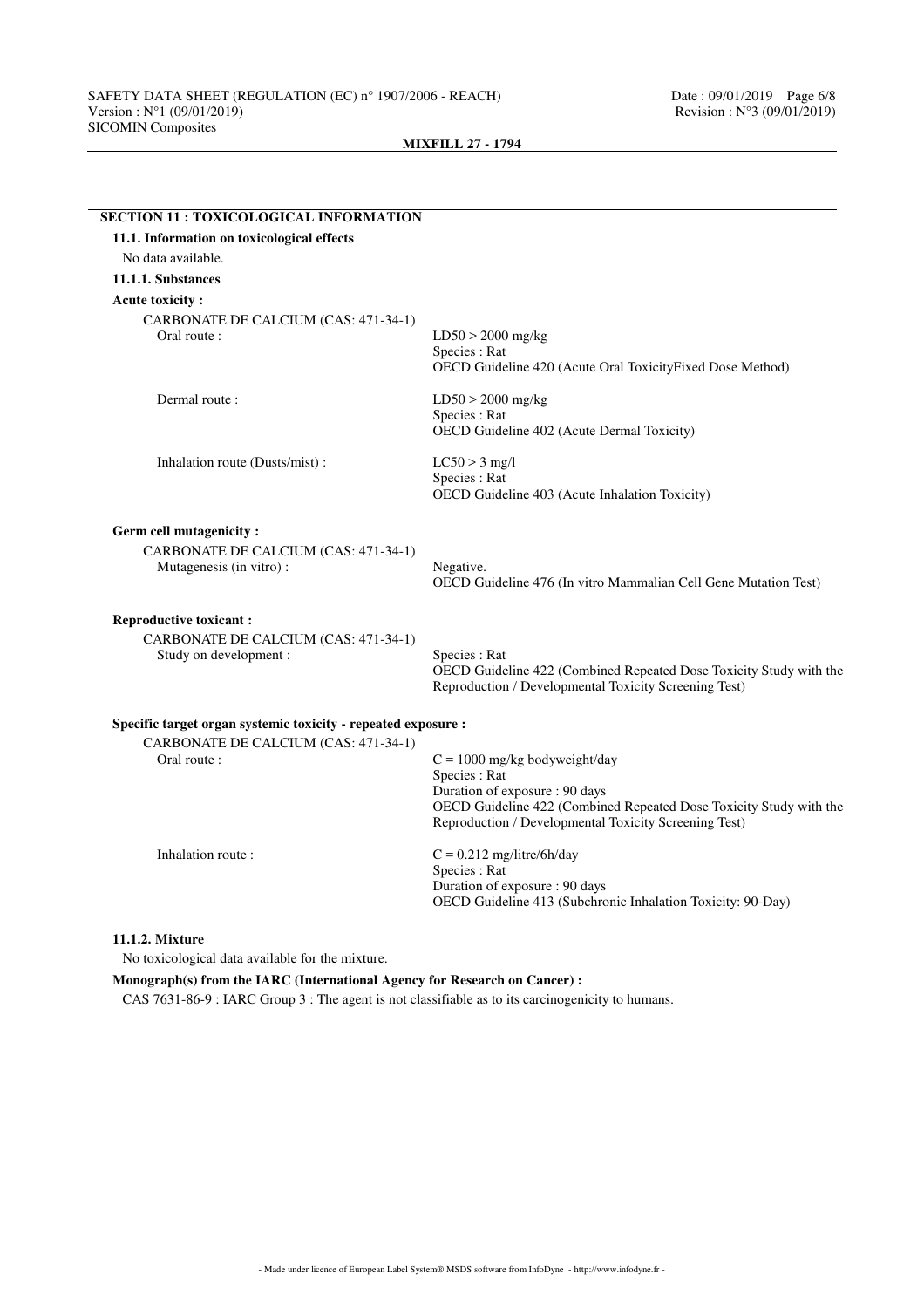## SECTION 11 : TOXICOLOGICAL INFORMATION

### 11.1. Information on toxicological effects

No data available.

#### 11.1.1. Substances

**Acute toxicity :**

CARBONATE DE CALCIUM (CAS: 471-34-1)

| | |
|---|---|
| Oral route : | LD50 > 2000 mg/kg<br>Species : Rat<br>OECD Guideline 420 (Acute Oral ToxicityFixed Dose Method) |
| Dermal route : | LD50 > 2000 mg/kg<br>Species : Rat<br>OECD Guideline 402 (Acute Dermal Toxicity) |
| Inhalation route (Dusts/mist) : | LC50 > 3 mg/l<br>Species : Rat<br>OECD Guideline 403 (Acute Inhalation Toxicity) |

**Germ cell mutagenicity :**

CARBONATE DE CALCIUM (CAS: 471-34-1)

| | |
|---|---|
| Mutagenesis (in vitro) : | Negative.<br>OECD Guideline 476 (In vitro Mammalian Cell Gene Mutation Test) |

**Reproductive toxicant :**

CARBONATE DE CALCIUM (CAS: 471-34-1)

| | |
|---|---|
| Study on development : | Species : Rat<br>OECD Guideline 422 (Combined Repeated Dose Toxicity Study with the Reproduction / Developmental Toxicity Screening Test) |

**Specific target organ systemic toxicity - repeated exposure :**

CARBONATE DE CALCIUM (CAS: 471-34-1)

| | |
|---|---|
| Oral route : | C = 1000 mg/kg bodyweight/day<br>Species : Rat<br>Duration of exposure : 90 days<br>OECD Guideline 422 (Combined Repeated Dose Toxicity Study with the Reproduction / Developmental Toxicity Screening Test) |
| Inhalation route : | C = 0.212 mg/litre/6h/day<br>Species : Rat<br>Duration of exposure : 90 days<br>OECD Guideline 413 (Subchronic Inhalation Toxicity: 90-Day) |

#### 11.1.2. Mixture

No toxicological data available for the mixture.

**Monograph(s) from the IARC (International Agency for Research on Cancer) :**

CAS 7631-86-9 : IARC Group 3 : The agent is not classifiable as to its carcinogenicity to humans.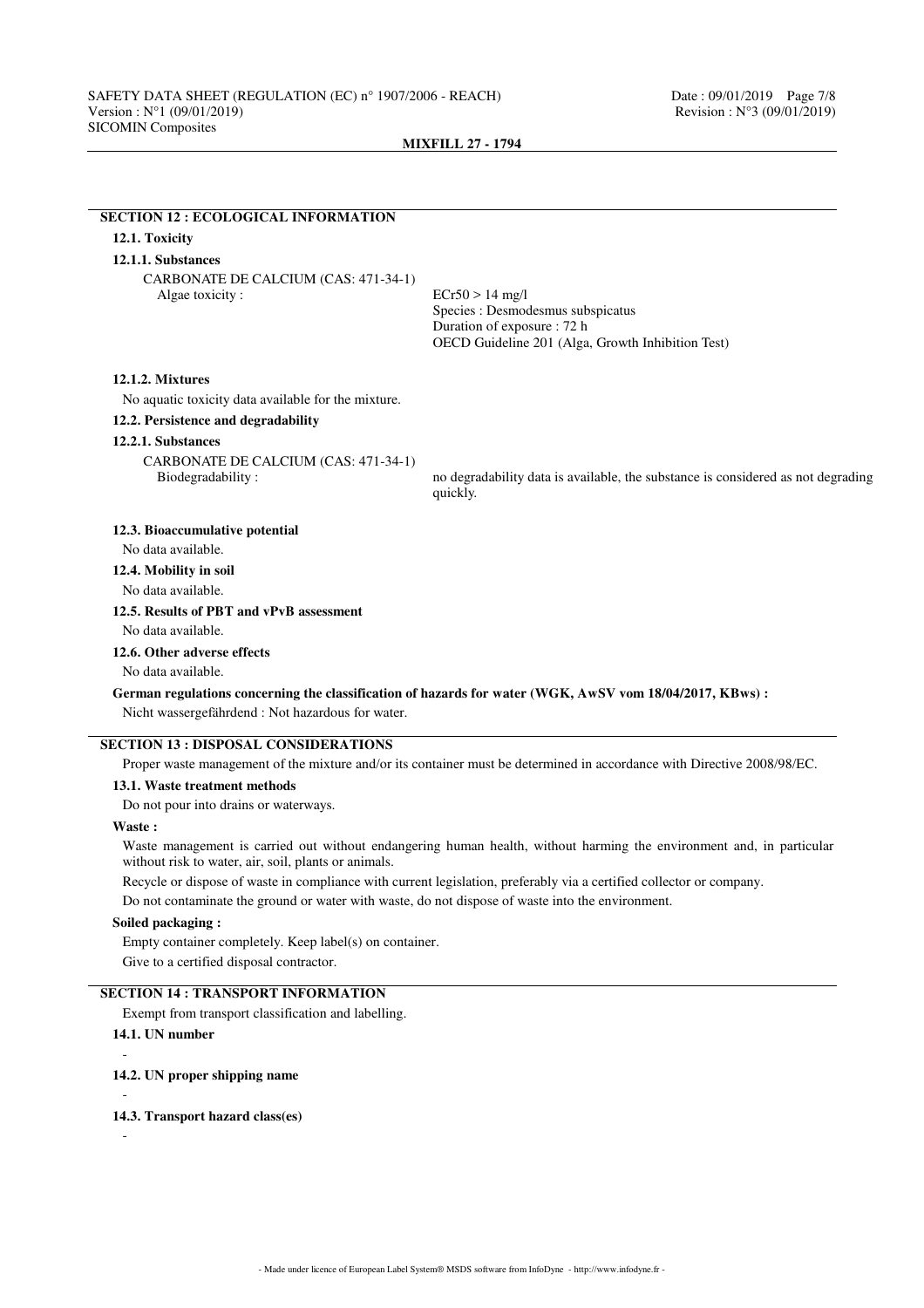## SECTION 12 : ECOLOGICAL INFORMATION

### 12.1. Toxicity

#### 12.1.1. Substances

CARBONATE DE CALCIUM (CAS: 471-34-1)

| | |
|---|---|
| Algae toxicity : | ECr50 > 14 mg/l<br>Species : Desmodesmus subspicatus<br>Duration of exposure : 72 h<br>OECD Guideline 201 (Alga, Growth Inhibition Test) |

#### 12.1.2. Mixtures

No aquatic toxicity data available for the mixture.

### 12.2. Persistence and degradability

#### 12.2.1. Substances

CARBONATE DE CALCIUM (CAS: 471-34-1)

| | |
|---|---|
| Biodegradability : | no degradability data is available, the substance is considered as not degrading quickly. |

### 12.3. Bioaccumulative potential

No data available.

### 12.4. Mobility in soil

No data available.

### 12.5. Results of PBT and vPvB assessment

No data available.

### 12.6. Other adverse effects

No data available.

**German regulations concerning the classification of hazards for water (WGK, AwSV vom 18/04/2017, KBws) :**

Nicht wassergefährdend : Not hazardous for water.

## SECTION 13 : DISPOSAL CONSIDERATIONS

Proper waste management of the mixture and/or its container must be determined in accordance with Directive 2008/98/EC.

### 13.1. Waste treatment methods

Do not pour into drains or waterways.

**Waste :**

Waste management is carried out without endangering human health, without harming the environment and, in particular without risk to water, air, soil, plants or animals.

Recycle or dispose of waste in compliance with current legislation, preferably via a certified collector or company.

Do not contaminate the ground or water with waste, do not dispose of waste into the environment.

**Soiled packaging :**

Empty container completely. Keep label(s) on container.

Give to a certified disposal contractor.

## SECTION 14 : TRANSPORT INFORMATION

Exempt from transport classification and labelling.

### 14.1. UN number

-

### 14.2. UN proper shipping name

-

### 14.3. Transport hazard class(es)

-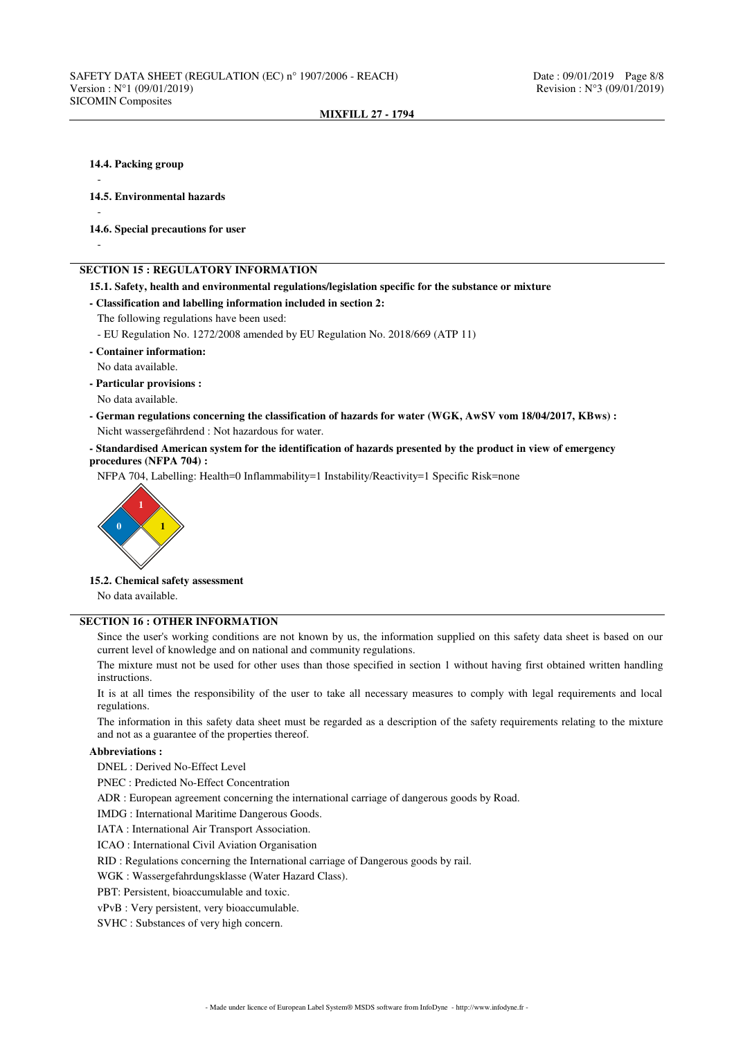#### 14.4. Packing group

-

#### 14.5. Environmental hazards

-

#### 14.6. Special precautions for user

-

## SECTION 15 : REGULATORY INFORMATION

#### 15.1. Safety, health and environmental regulations/legislation specific for the substance or mixture

**- Classification and labelling information included in section 2:**

The following regulations have been used:

- EU Regulation No. 1272/2008 amended by EU Regulation No. 2018/669 (ATP 11)

**- Container information:**

No data available.

**- Particular provisions :**

No data available.

**- German regulations concerning the classification of hazards for water (WGK, AwSV vom 18/04/2017, KBws) :**

Nicht wassergefährdend : Not hazardous for water.

**- Standardised American system for the identification of hazards presented by the product in view of emergency procedures (NFPA 704) :**

NFPA 704, Labelling: Health=0 Inflammability=1 Instability/Reactivity=1 Specific Risk=none

1

0 1

#### 15.2. Chemical safety assessment

No data available.

## SECTION 16 : OTHER INFORMATION

Since the user's working conditions are not known by us, the information supplied on this safety data sheet is based on our current level of knowledge and on national and community regulations.

The mixture must not be used for other uses than those specified in section 1 without having first obtained written handling instructions.

It is at all times the responsibility of the user to take all necessary measures to comply with legal requirements and local regulations.

The information in this safety data sheet must be regarded as a description of the safety requirements relating to the mixture and not as a guarantee of the properties thereof.

**Abbreviations :**

DNEL : Derived No-Effect Level

PNEC : Predicted No-Effect Concentration

ADR : European agreement concerning the international carriage of dangerous goods by Road.

IMDG : International Maritime Dangerous Goods.

IATA : International Air Transport Association.

ICAO : International Civil Aviation Organisation

RID : Regulations concerning the International carriage of Dangerous goods by rail.

WGK : Wassergefahrdungsklasse (Water Hazard Class).

PBT: Persistent, bioaccumulable and toxic.

vPvB : Very persistent, very bioaccumulable.

SVHC : Substances of very high concern.